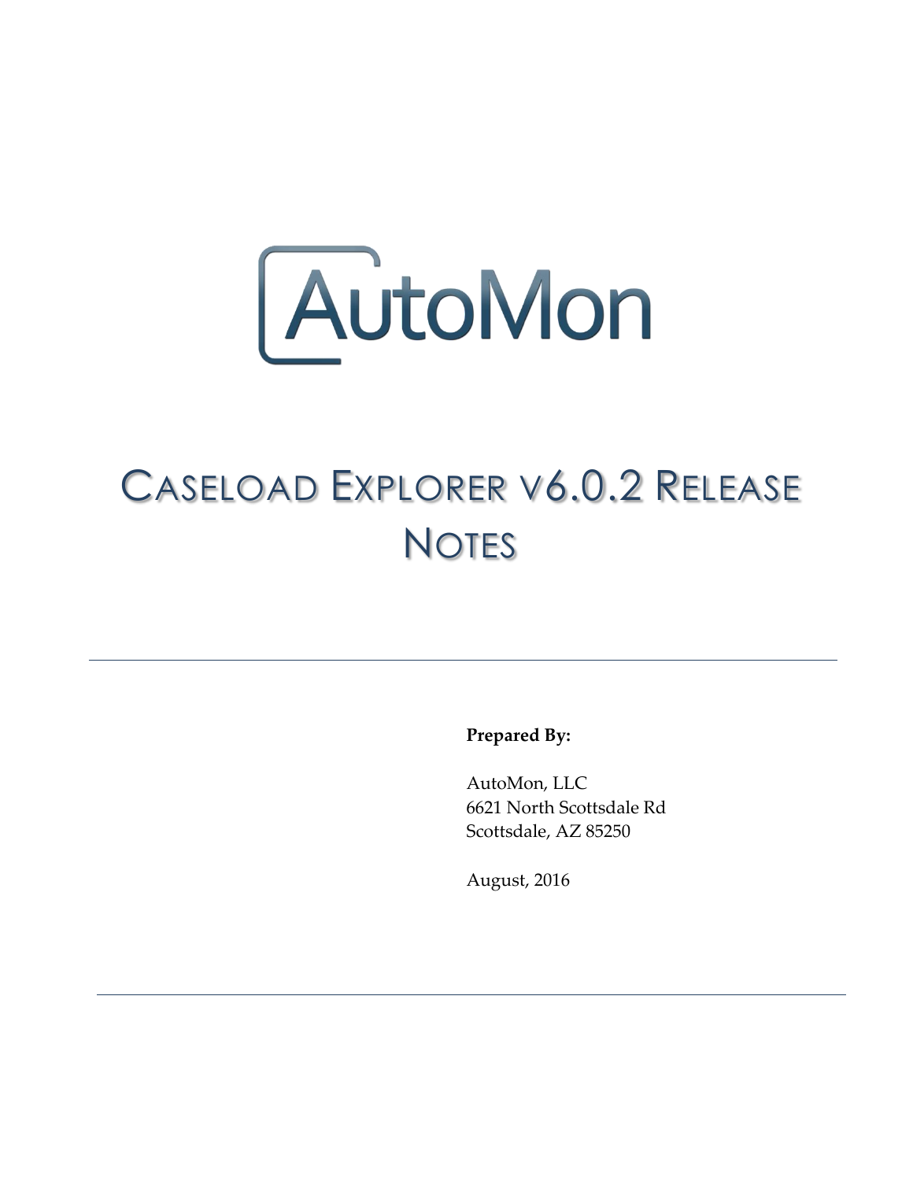AutoMon

# Caseload Explorer v6.0.2 Release Notes

**Prepared By:**

AutoMon, LLC
6621 North Scottsdale Rd
Scottsdale, AZ 85250

August, 2016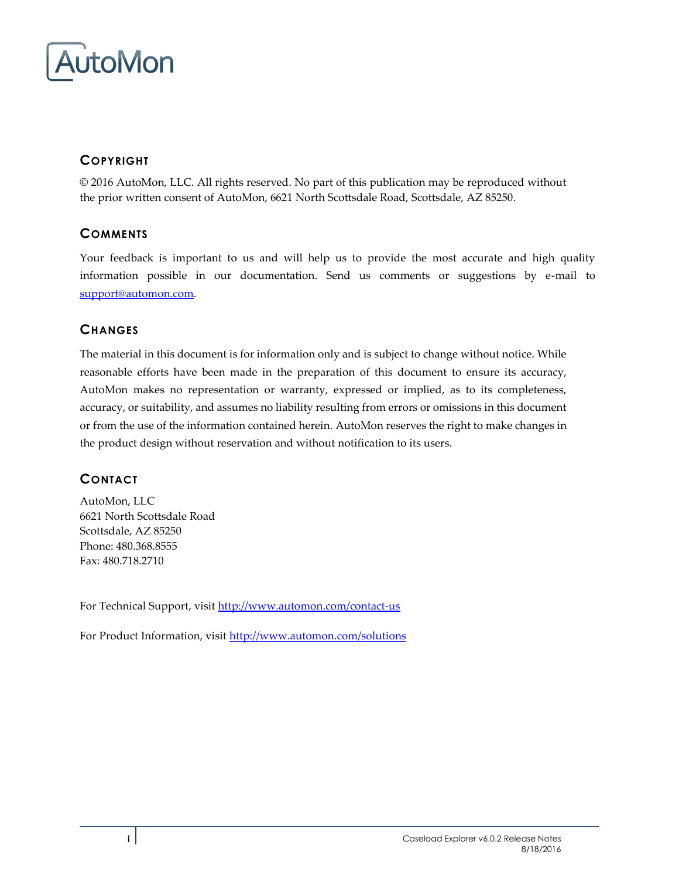AutoMon

## Copyright

© 2016 AutoMon, LLC. All rights reserved. No part of this publication may be reproduced without the prior written consent of AutoMon, 6621 North Scottsdale Road, Scottsdale, AZ 85250.

## Comments

Your feedback is important to us and will help us to provide the most accurate and high quality information possible in our documentation. Send us comments or suggestions by e-mail to support@automon.com.

## Changes

The material in this document is for information only and is subject to change without notice. While reasonable efforts have been made in the preparation of this document to ensure its accuracy, AutoMon makes no representation or warranty, expressed or implied, as to its completeness, accuracy, or suitability, and assumes no liability resulting from errors or omissions in this document or from the use of the information contained herein. AutoMon reserves the right to make changes in the product design without reservation and without notification to its users.

## Contact

AutoMon, LLC
6621 North Scottsdale Road
Scottsdale, AZ 85250
Phone: 480.368.8555
Fax: 480.718.2710

For Technical Support, visit http://www.automon.com/contact-us

For Product Information, visit http://www.automon.com/solutions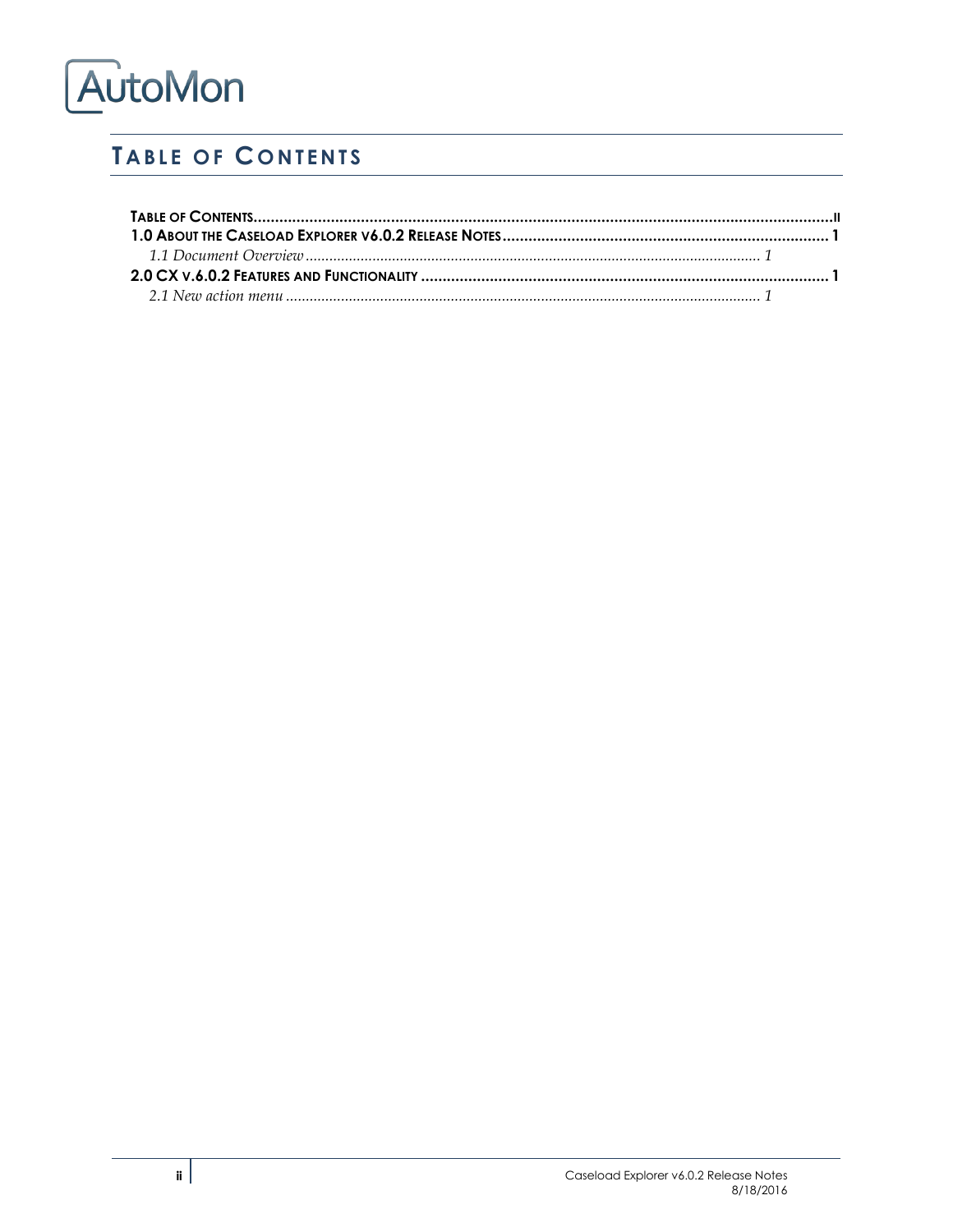# Table of Contents

**Table of Contents ........ ii**

**1.0 About the Caseload Explorer v6.0.2 Release Notes ........ 1**

*1.1 Document Overview ........ 1*

**2.0 CX v.6.0.2 Features and Functionality ........ 1**

*2.1 New action menu ........ 1*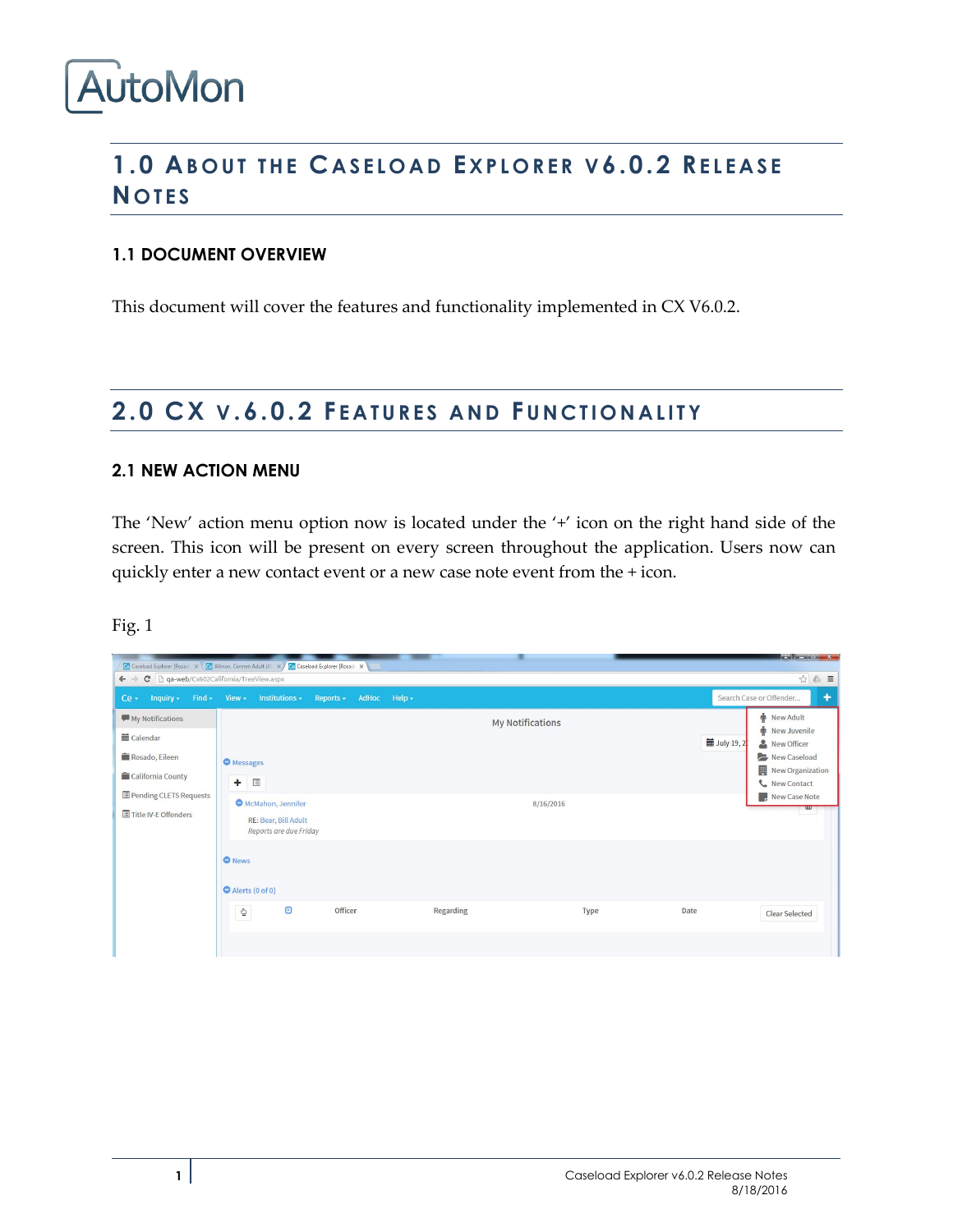# 1.0 About the Caseload Explorer v6.0.2 Release Notes

## 1.1 DOCUMENT OVERVIEW

This document will cover the features and functionality implemented in CX V6.0.2.

# 2.0 CX v.6.0.2 Features and Functionality

## 2.1 NEW ACTION MENU

The 'New' action menu option now is located under the '+' icon on the right hand side of the screen. This icon will be present on every screen throughout the application. Users now can quickly enter a new contact event or a new case note event from the + icon.

Fig. 1